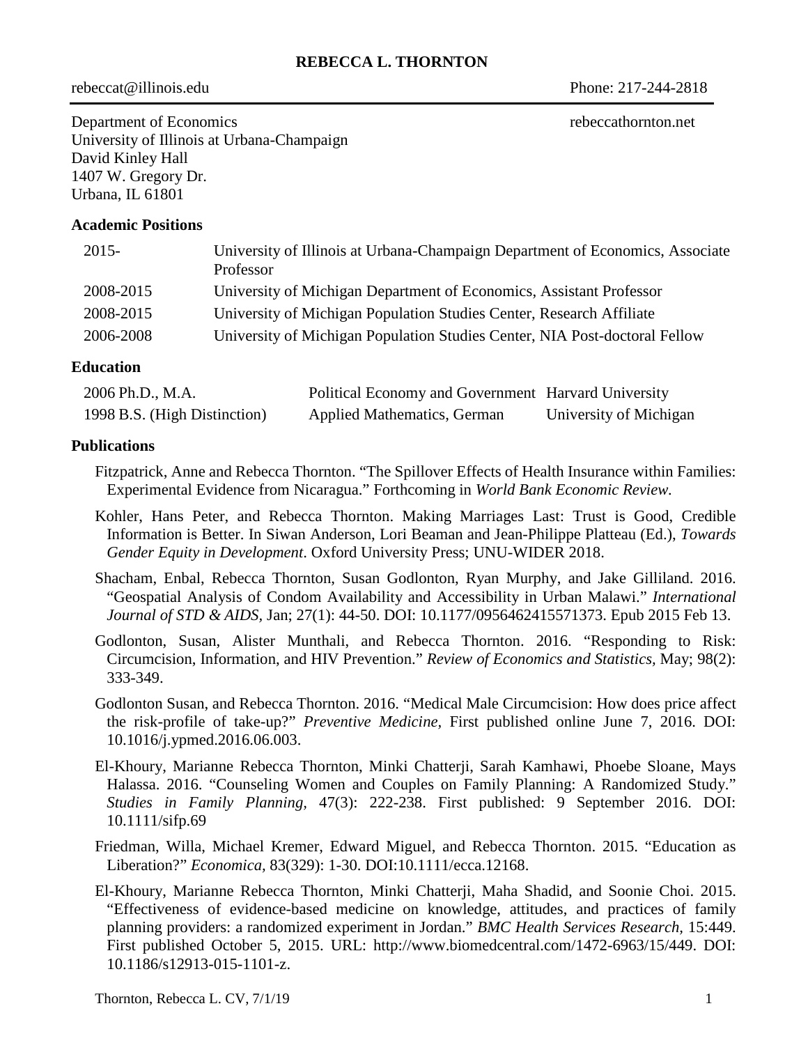# REBECCA L. THORNTON

rebeccat@illinois.edu Phone: 217-244-2818

Department of Economics
University of Illinois at Urbana-Champaign
David Kinley Hall
1407 W. Gregory Dr.
Urbana, IL 61801

rebeccathornton.net

## Academic Positions

| | |
|---|---|
| 2015- | University of Illinois at Urbana-Champaign Department of Economics, Associate Professor |
| 2008-2015 | University of Michigan Department of Economics, Assistant Professor |
| 2008-2015 | University of Michigan Population Studies Center, Research Affiliate |
| 2006-2008 | University of Michigan Population Studies Center, NIA Post-doctoral Fellow |

## Education

| | | |
|---|---|---|
| 2006 Ph.D., M.A. | Political Economy and Government | Harvard University |
| 1998 B.S. (High Distinction) | Applied Mathematics, German | University of Michigan |

## Publications

Fitzpatrick, Anne and Rebecca Thornton. "The Spillover Effects of Health Insurance within Families: Experimental Evidence from Nicaragua." Forthcoming in *World Bank Economic Review*.

Kohler, Hans Peter, and Rebecca Thornton. Making Marriages Last: Trust is Good, Credible Information is Better. In Siwan Anderson, Lori Beaman and Jean-Philippe Platteau (Ed.), *Towards Gender Equity in Development*. Oxford University Press; UNU-WIDER 2018.

Shacham, Enbal, Rebecca Thornton, Susan Godlonton, Ryan Murphy, and Jake Gilliland. 2016. "Geospatial Analysis of Condom Availability and Accessibility in Urban Malawi." *International Journal of STD & AIDS*, Jan; 27(1): 44-50. DOI: 10.1177/0956462415571373. Epub 2015 Feb 13.

Godlonton, Susan, Alister Munthali, and Rebecca Thornton. 2016. "Responding to Risk: Circumcision, Information, and HIV Prevention." *Review of Economics and Statistics*, May; 98(2): 333-349.

Godlonton Susan, and Rebecca Thornton. 2016. "Medical Male Circumcision: How does price affect the risk-profile of take-up?" *Preventive Medicine*, First published online June 7, 2016. DOI: 10.1016/j.ypmed.2016.06.003.

El-Khoury, Marianne Rebecca Thornton, Minki Chatterji, Sarah Kamhawi, Phoebe Sloane, Mays Halassa. 2016. "Counseling Women and Couples on Family Planning: A Randomized Study." *Studies in Family Planning*, 47(3): 222-238. First published: 9 September 2016. DOI: 10.1111/sifp.69

Friedman, Willa, Michael Kremer, Edward Miguel, and Rebecca Thornton. 2015. "Education as Liberation?" *Economica,* 83(329): 1-30. DOI:10.1111/ecca.12168.

El-Khoury, Marianne Rebecca Thornton, Minki Chatterji, Maha Shadid, and Soonie Choi. 2015. "Effectiveness of evidence-based medicine on knowledge, attitudes, and practices of family planning providers: a randomized experiment in Jordan." *BMC Health Services Research,* 15:449. First published October 5, 2015. URL: http://www.biomedcentral.com/1472-6963/15/449. DOI: 10.1186/s12913-015-1101-z.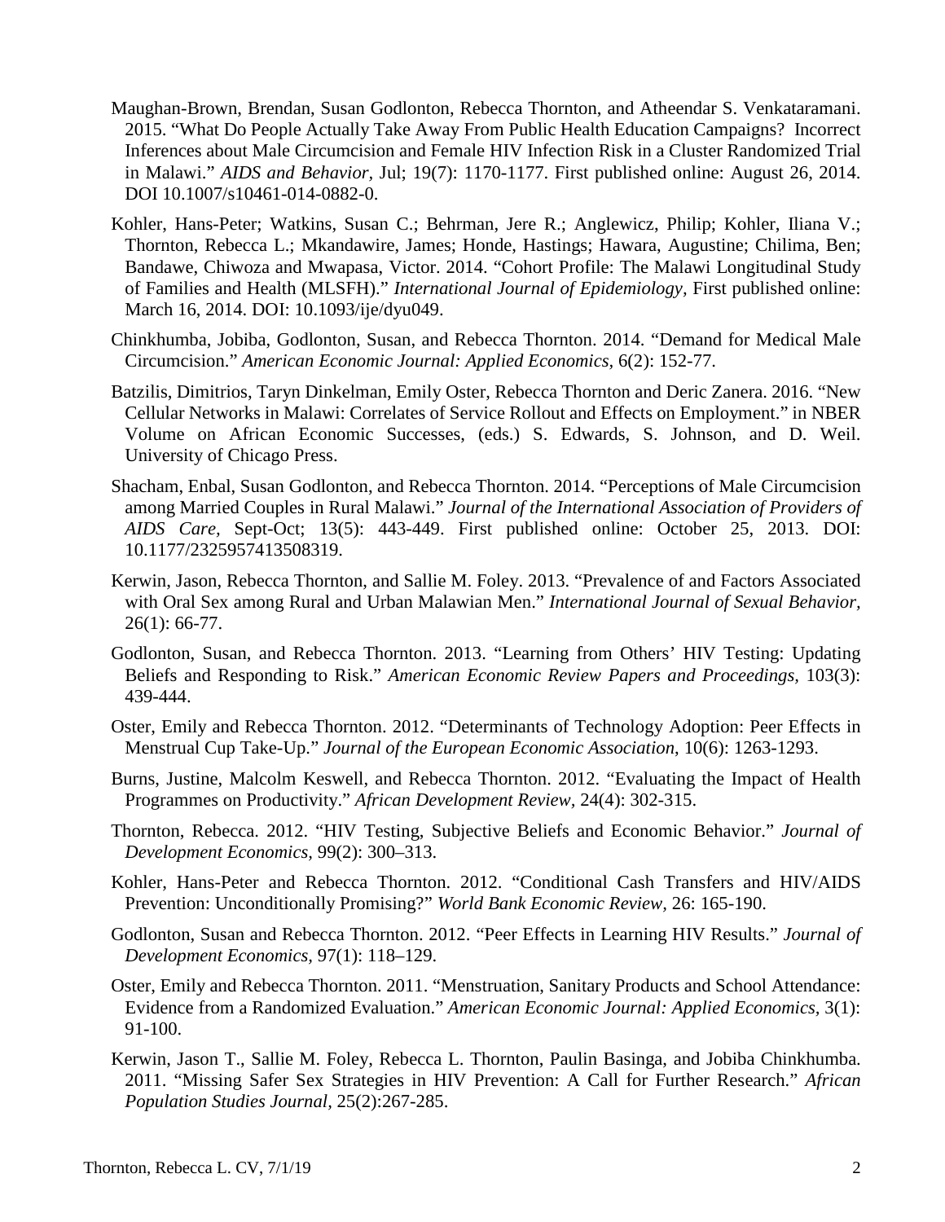Maughan-Brown, Brendan, Susan Godlonton, Rebecca Thornton, and Atheendar S. Venkataramani. 2015. "What Do People Actually Take Away From Public Health Education Campaigns? Incorrect Inferences about Male Circumcision and Female HIV Infection Risk in a Cluster Randomized Trial in Malawi." *AIDS and Behavior,* Jul; 19(7): 1170-1177. First published online: August 26, 2014. DOI 10.1007/s10461-014-0882-0.

Kohler, Hans-Peter; Watkins, Susan C.; Behrman, Jere R.; Anglewicz, Philip; Kohler, Iliana V.; Thornton, Rebecca L.; Mkandawire, James; Honde, Hastings; Hawara, Augustine; Chilima, Ben; Bandawe, Chiwoza and Mwapasa, Victor. 2014. "Cohort Profile: The Malawi Longitudinal Study of Families and Health (MLSFH)." *International Journal of Epidemiology,* First published online: March 16, 2014. DOI: 10.1093/ije/dyu049.

Chinkhumba, Jobiba, Godlonton, Susan, and Rebecca Thornton. 2014. "Demand for Medical Male Circumcision." *American Economic Journal: Applied Economics,* 6(2): 152-77.

Batzilis, Dimitrios, Taryn Dinkelman, Emily Oster, Rebecca Thornton and Deric Zanera. 2016. "New Cellular Networks in Malawi: Correlates of Service Rollout and Effects on Employment." in NBER Volume on African Economic Successes, (eds.) S. Edwards, S. Johnson, and D. Weil. University of Chicago Press.

Shacham, Enbal, Susan Godlonton, and Rebecca Thornton. 2014. "Perceptions of Male Circumcision among Married Couples in Rural Malawi." *Journal of the International Association of Providers of AIDS Care,* Sept-Oct; 13(5): 443-449. First published online: October 25, 2013. DOI: 10.1177/2325957413508319.

Kerwin, Jason, Rebecca Thornton, and Sallie M. Foley. 2013. "Prevalence of and Factors Associated with Oral Sex among Rural and Urban Malawian Men." *International Journal of Sexual Behavior,* 26(1): 66-77.

Godlonton, Susan, and Rebecca Thornton. 2013. "Learning from Others' HIV Testing: Updating Beliefs and Responding to Risk." *American Economic Review Papers and Proceedings,* 103(3): 439-444.

Oster, Emily and Rebecca Thornton. 2012. "Determinants of Technology Adoption: Peer Effects in Menstrual Cup Take-Up." *Journal of the European Economic Association,* 10(6): 1263-1293.

Burns, Justine, Malcolm Keswell, and Rebecca Thornton. 2012. "Evaluating the Impact of Health Programmes on Productivity." *African Development Review,* 24(4): 302-315.

Thornton, Rebecca. 2012. "HIV Testing, Subjective Beliefs and Economic Behavior." *Journal of Development Economics,* 99(2): 300–313.

Kohler, Hans-Peter and Rebecca Thornton. 2012. "Conditional Cash Transfers and HIV/AIDS Prevention: Unconditionally Promising?" *World Bank Economic Review,* 26: 165-190.

Godlonton, Susan and Rebecca Thornton. 2012. "Peer Effects in Learning HIV Results." *Journal of Development Economics,* 97(1): 118–129.

Oster, Emily and Rebecca Thornton. 2011. "Menstruation, Sanitary Products and School Attendance: Evidence from a Randomized Evaluation." *American Economic Journal: Applied Economics,* 3(1): 91-100.

Kerwin, Jason T., Sallie M. Foley, Rebecca L. Thornton, Paulin Basinga, and Jobiba Chinkhumba. 2011. "Missing Safer Sex Strategies in HIV Prevention: A Call for Further Research." *African Population Studies Journal,* 25(2):267-285.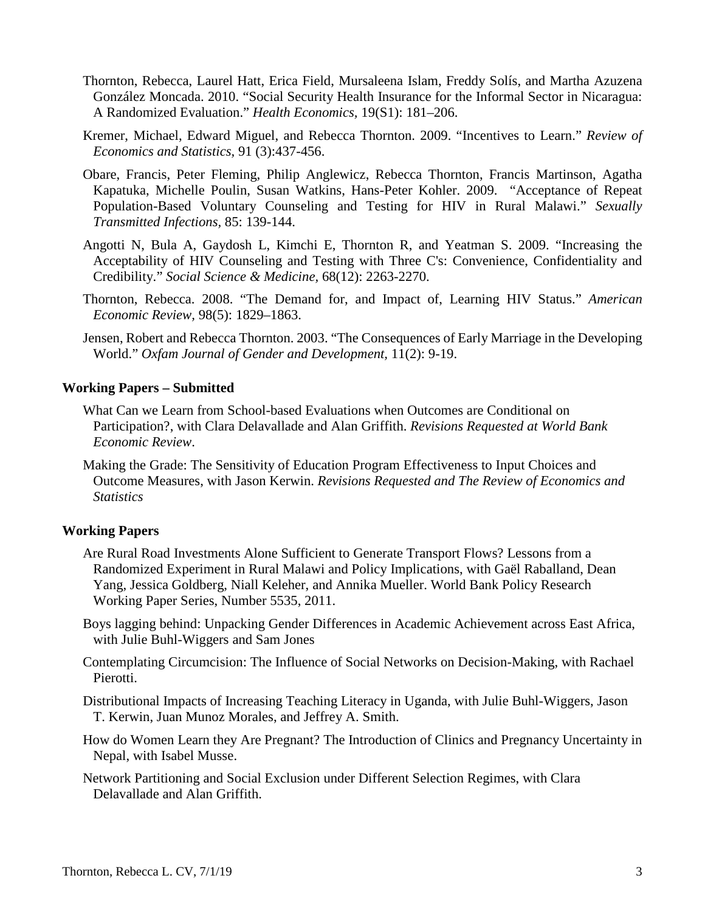Thornton, Rebecca, Laurel Hatt, Erica Field, Mursaleena Islam, Freddy Solís, and Martha Azuzena González Moncada. 2010. "Social Security Health Insurance for the Informal Sector in Nicaragua: A Randomized Evaluation." *Health Economics*, 19(S1): 181–206.

Kremer, Michael, Edward Miguel, and Rebecca Thornton. 2009. "Incentives to Learn." *Review of Economics and Statistics*, 91 (3):437-456.

Obare, Francis, Peter Fleming, Philip Anglewicz, Rebecca Thornton, Francis Martinson, Agatha Kapatuka, Michelle Poulin, Susan Watkins, Hans-Peter Kohler. 2009. "Acceptance of Repeat Population-Based Voluntary Counseling and Testing for HIV in Rural Malawi." *Sexually Transmitted Infections,* 85: 139-144.

Angotti N, Bula A, Gaydosh L, Kimchi E, Thornton R, and Yeatman S. 2009. "Increasing the Acceptability of HIV Counseling and Testing with Three C's: Convenience, Confidentiality and Credibility." *Social Science & Medicine,* 68(12): 2263-2270.

Thornton, Rebecca. 2008. "The Demand for, and Impact of, Learning HIV Status." *American Economic Review,* 98(5): 1829–1863.

Jensen, Robert and Rebecca Thornton. 2003. "The Consequences of Early Marriage in the Developing World." *Oxfam Journal of Gender and Development,* 11(2): 9-19.

**Working Papers – Submitted**

What Can we Learn from School-based Evaluations when Outcomes are Conditional on Participation?, with Clara Delavallade and Alan Griffith. *Revisions Requested at World Bank Economic Review*.

Making the Grade: The Sensitivity of Education Program Effectiveness to Input Choices and Outcome Measures, with Jason Kerwin. *Revisions Requested and The Review of Economics and Statistics*

**Working Papers**

Are Rural Road Investments Alone Sufficient to Generate Transport Flows? Lessons from a Randomized Experiment in Rural Malawi and Policy Implications, with Gaël Raballand, Dean Yang, Jessica Goldberg, Niall Keleher, and Annika Mueller. World Bank Policy Research Working Paper Series, Number 5535, 2011.

Boys lagging behind: Unpacking Gender Differences in Academic Achievement across East Africa, with Julie Buhl-Wiggers and Sam Jones

Contemplating Circumcision: The Influence of Social Networks on Decision-Making, with Rachael Pierotti.

Distributional Impacts of Increasing Teaching Literacy in Uganda, with Julie Buhl-Wiggers, Jason T. Kerwin, Juan Munoz Morales, and Jeffrey A. Smith.

How do Women Learn they Are Pregnant? The Introduction of Clinics and Pregnancy Uncertainty in Nepal, with Isabel Musse.

Network Partitioning and Social Exclusion under Different Selection Regimes, with Clara Delavallade and Alan Griffith.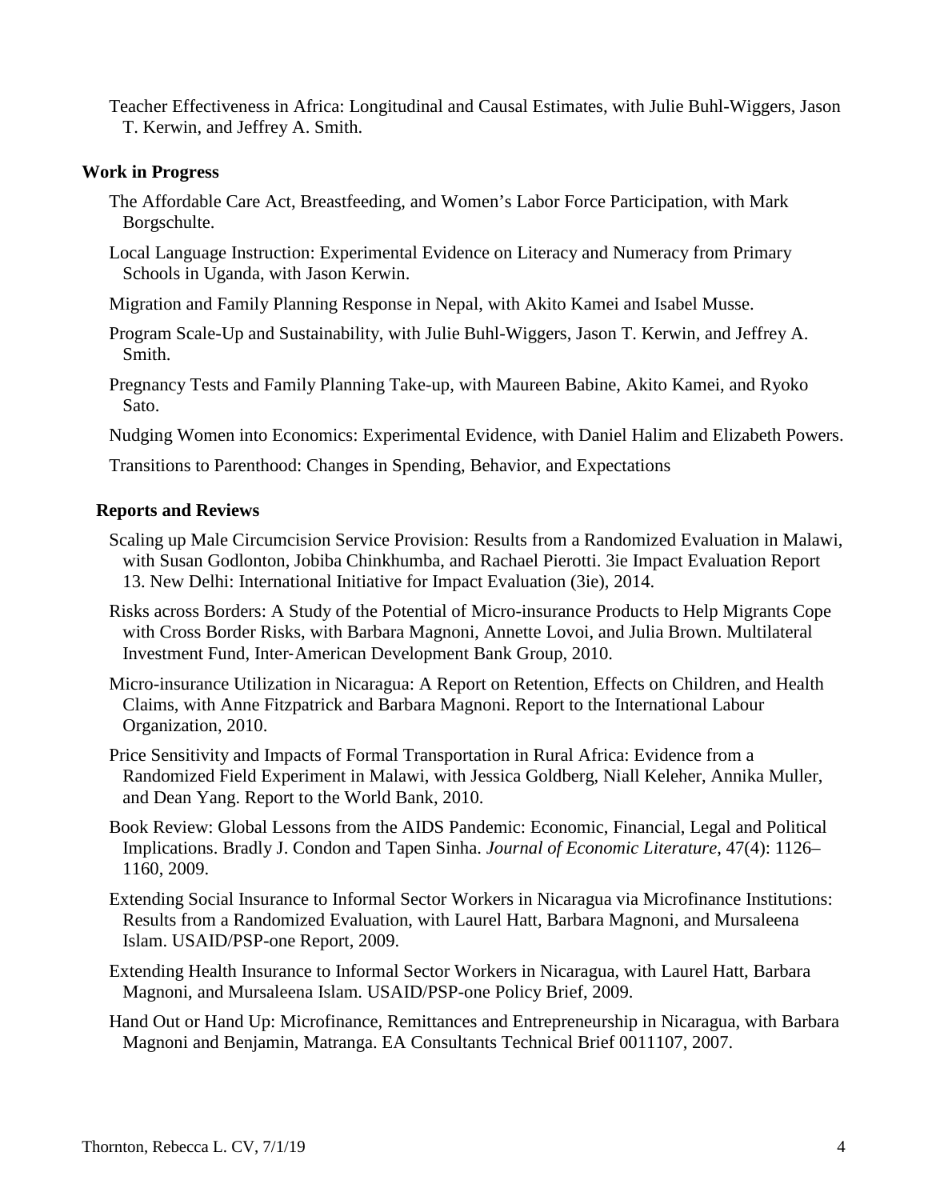Teacher Effectiveness in Africa: Longitudinal and Causal Estimates, with Julie Buhl-Wiggers, Jason T. Kerwin, and Jeffrey A. Smith.

### Work in Progress

The Affordable Care Act, Breastfeeding, and Women's Labor Force Participation, with Mark Borgschulte.

Local Language Instruction: Experimental Evidence on Literacy and Numeracy from Primary Schools in Uganda, with Jason Kerwin.

Migration and Family Planning Response in Nepal, with Akito Kamei and Isabel Musse.

Program Scale-Up and Sustainability, with Julie Buhl-Wiggers, Jason T. Kerwin, and Jeffrey A. Smith.

Pregnancy Tests and Family Planning Take-up, with Maureen Babine, Akito Kamei, and Ryoko Sato.

Nudging Women into Economics: Experimental Evidence, with Daniel Halim and Elizabeth Powers.

Transitions to Parenthood: Changes in Spending, Behavior, and Expectations

### Reports and Reviews

Scaling up Male Circumcision Service Provision: Results from a Randomized Evaluation in Malawi, with Susan Godlonton, Jobiba Chinkhumba, and Rachael Pierotti. 3ie Impact Evaluation Report 13. New Delhi: International Initiative for Impact Evaluation (3ie), 2014.

Risks across Borders: A Study of the Potential of Micro-insurance Products to Help Migrants Cope with Cross Border Risks, with Barbara Magnoni, Annette Lovoi, and Julia Brown. Multilateral Investment Fund, Inter-American Development Bank Group, 2010.

Micro-insurance Utilization in Nicaragua: A Report on Retention, Effects on Children, and Health Claims, with Anne Fitzpatrick and Barbara Magnoni. Report to the International Labour Organization, 2010.

Price Sensitivity and Impacts of Formal Transportation in Rural Africa: Evidence from a Randomized Field Experiment in Malawi, with Jessica Goldberg, Niall Keleher, Annika Muller, and Dean Yang. Report to the World Bank, 2010.

Book Review: Global Lessons from the AIDS Pandemic: Economic, Financial, Legal and Political Implications. Bradly J. Condon and Tapen Sinha. *Journal of Economic Literature*, 47(4): 1126–1160, 2009.

Extending Social Insurance to Informal Sector Workers in Nicaragua via Microfinance Institutions: Results from a Randomized Evaluation, with Laurel Hatt, Barbara Magnoni, and Mursaleena Islam. USAID/PSP-one Report, 2009.

Extending Health Insurance to Informal Sector Workers in Nicaragua, with Laurel Hatt, Barbara Magnoni, and Mursaleena Islam. USAID/PSP-one Policy Brief, 2009.

Hand Out or Hand Up: Microfinance, Remittances and Entrepreneurship in Nicaragua, with Barbara Magnoni and Benjamin, Matranga. EA Consultants Technical Brief 0011107, 2007.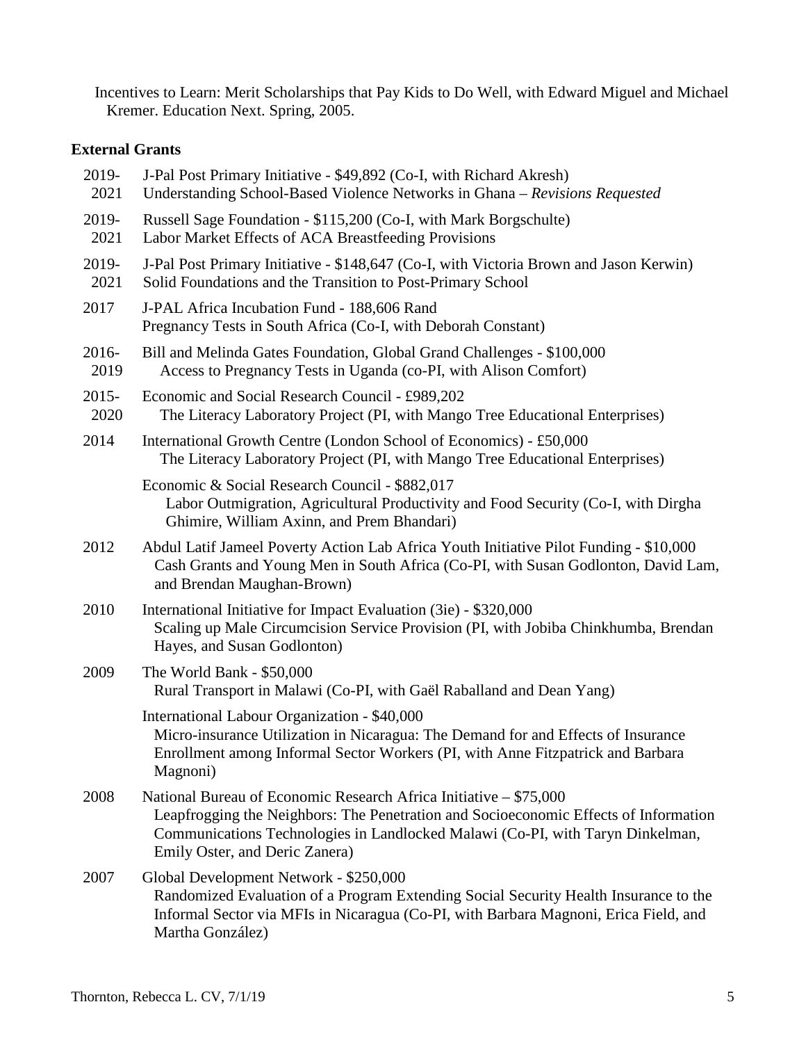Incentives to Learn: Merit Scholarships that Pay Kids to Do Well, with Edward Miguel and Michael Kremer. Education Next. Spring, 2005.

**External Grants**

2019-2021 J-Pal Post Primary Initiative - $49,892 (Co-I, with Richard Akresh)
Understanding School-Based Violence Networks in Ghana – *Revisions Requested*

2019-2021 Russell Sage Foundation - $115,200 (Co-I, with Mark Borgschulte)
Labor Market Effects of ACA Breastfeeding Provisions

2019-2021 J-Pal Post Primary Initiative - $148,647 (Co-I, with Victoria Brown and Jason Kerwin)
Solid Foundations and the Transition to Post-Primary School

2017 J-PAL Africa Incubation Fund - 188,606 Rand
Pregnancy Tests in South Africa (Co-I, with Deborah Constant)

2016-2019 Bill and Melinda Gates Foundation, Global Grand Challenges - $100,000
Access to Pregnancy Tests in Uganda (co-PI, with Alison Comfort)

2015-2020 Economic and Social Research Council - £989,202
The Literacy Laboratory Project (PI, with Mango Tree Educational Enterprises)

2014 International Growth Centre (London School of Economics) - £50,000
The Literacy Laboratory Project (PI, with Mango Tree Educational Enterprises)

Economic & Social Research Council - $882,017
Labor Outmigration, Agricultural Productivity and Food Security (Co-I, with Dirgha Ghimire, William Axinn, and Prem Bhandari)

2012 Abdul Latif Jameel Poverty Action Lab Africa Youth Initiative Pilot Funding - $10,000
Cash Grants and Young Men in South Africa (Co-PI, with Susan Godlonton, David Lam, and Brendan Maughan-Brown)

2010 International Initiative for Impact Evaluation (3ie) - $320,000
Scaling up Male Circumcision Service Provision (PI, with Jobiba Chinkhumba, Brendan Hayes, and Susan Godlonton)

2009 The World Bank - $50,000
Rural Transport in Malawi (Co-PI, with Gaël Raballand and Dean Yang)

International Labour Organization - $40,000
Micro-insurance Utilization in Nicaragua: The Demand for and Effects of Insurance Enrollment among Informal Sector Workers (PI, with Anne Fitzpatrick and Barbara Magnoni)

2008 National Bureau of Economic Research Africa Initiative – $75,000
Leapfrogging the Neighbors: The Penetration and Socioeconomic Effects of Information Communications Technologies in Landlocked Malawi (Co-PI, with Taryn Dinkelman, Emily Oster, and Deric Zanera)

2007 Global Development Network - $250,000
Randomized Evaluation of a Program Extending Social Security Health Insurance to the Informal Sector via MFIs in Nicaragua (Co-PI, with Barbara Magnoni, Erica Field, and Martha González)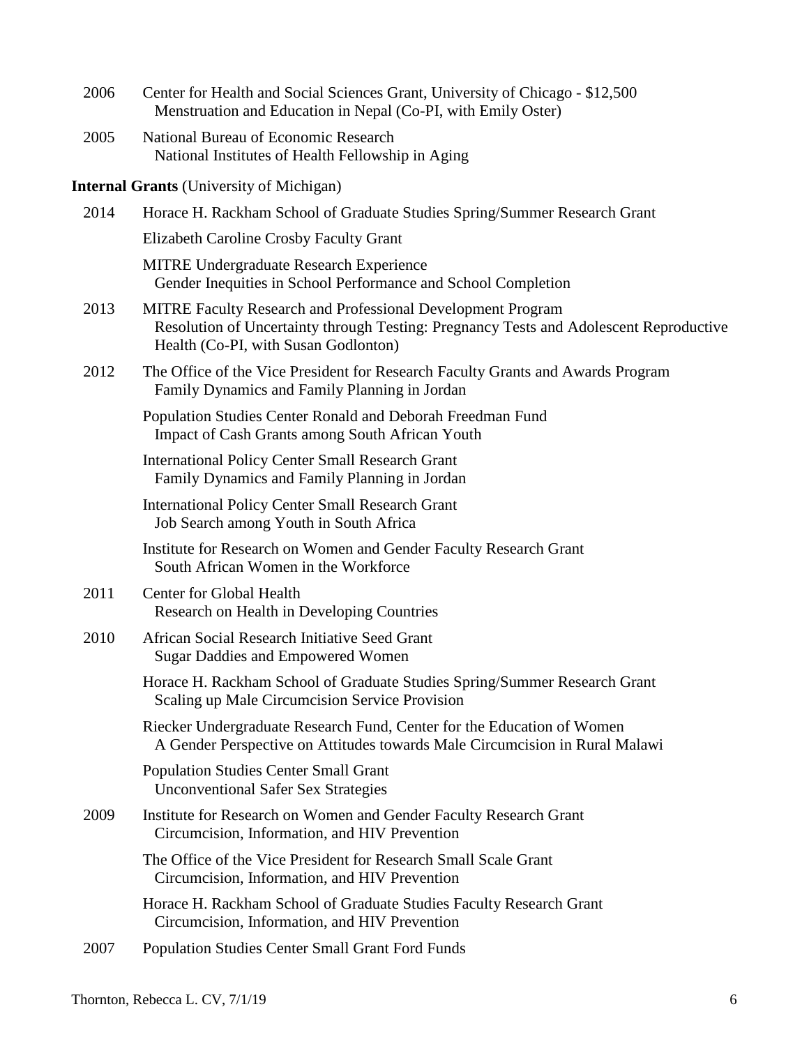2006 Center for Health and Social Sciences Grant, University of Chicago - $12,500
  Menstruation and Education in Nepal (Co-PI, with Emily Oster)

2005 National Bureau of Economic Research
  National Institutes of Health Fellowship in Aging

**Internal Grants** (University of Michigan)

2014 Horace H. Rackham School of Graduate Studies Spring/Summer Research Grant

  Elizabeth Caroline Crosby Faculty Grant

  MITRE Undergraduate Research Experience
  Gender Inequities in School Performance and School Completion

2013 MITRE Faculty Research and Professional Development Program
  Resolution of Uncertainty through Testing: Pregnancy Tests and Adolescent Reproductive Health (Co-PI, with Susan Godlonton)

2012 The Office of the Vice President for Research Faculty Grants and Awards Program
  Family Dynamics and Family Planning in Jordan

  Population Studies Center Ronald and Deborah Freedman Fund
  Impact of Cash Grants among South African Youth

  International Policy Center Small Research Grant
  Family Dynamics and Family Planning in Jordan

  International Policy Center Small Research Grant
  Job Search among Youth in South Africa

  Institute for Research on Women and Gender Faculty Research Grant
  South African Women in the Workforce

2011 Center for Global Health
  Research on Health in Developing Countries

2010 African Social Research Initiative Seed Grant
  Sugar Daddies and Empowered Women

  Horace H. Rackham School of Graduate Studies Spring/Summer Research Grant
  Scaling up Male Circumcision Service Provision

  Riecker Undergraduate Research Fund, Center for the Education of Women
  A Gender Perspective on Attitudes towards Male Circumcision in Rural Malawi

  Population Studies Center Small Grant
  Unconventional Safer Sex Strategies

2009 Institute for Research on Women and Gender Faculty Research Grant
  Circumcision, Information, and HIV Prevention

  The Office of the Vice President for Research Small Scale Grant
  Circumcision, Information, and HIV Prevention

  Horace H. Rackham School of Graduate Studies Faculty Research Grant
  Circumcision, Information, and HIV Prevention

2007 Population Studies Center Small Grant Ford Funds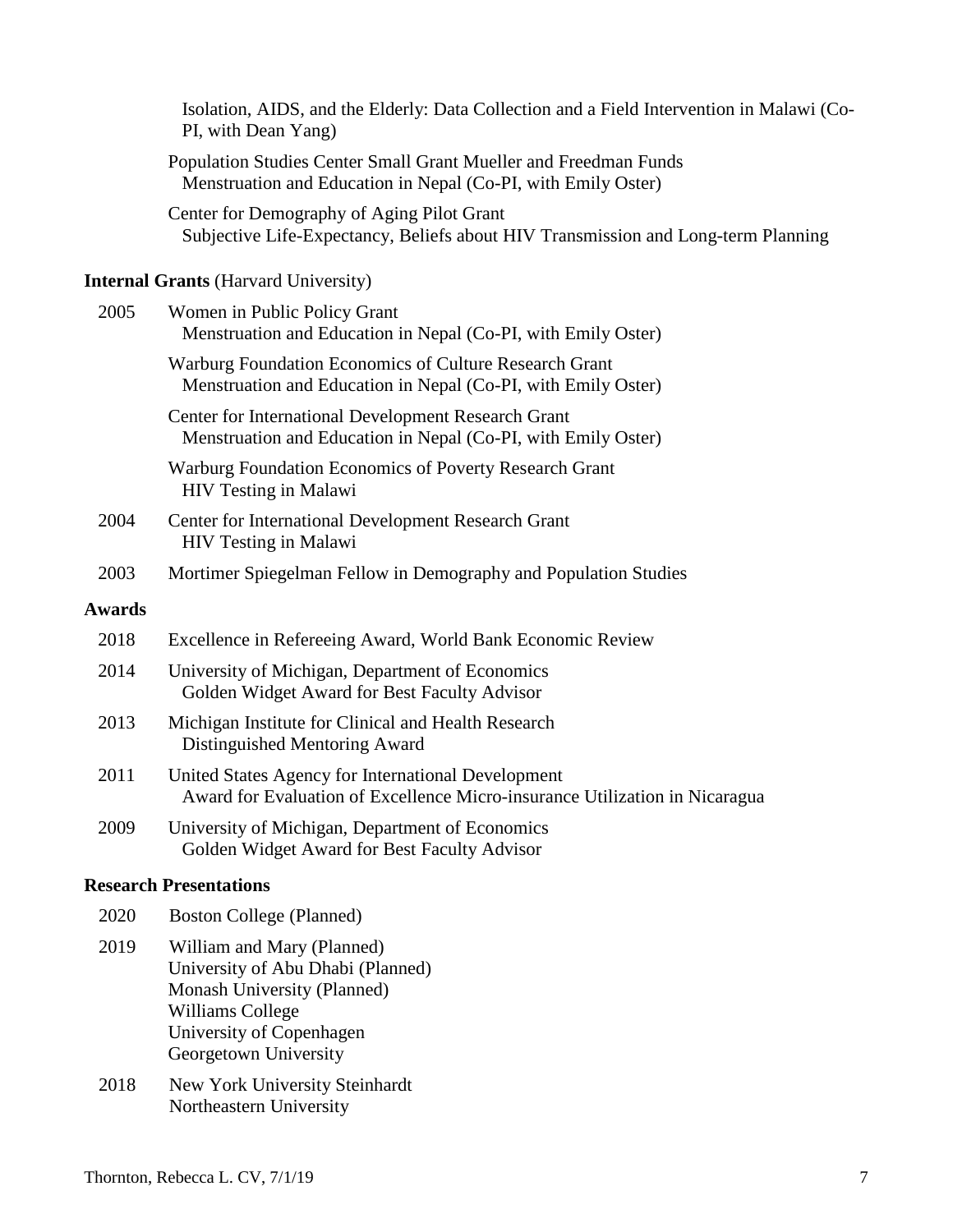Isolation, AIDS, and the Elderly: Data Collection and a Field Intervention in Malawi (Co-PI, with Dean Yang)

Population Studies Center Small Grant Mueller and Freedman Funds
Menstruation and Education in Nepal (Co-PI, with Emily Oster)

Center for Demography of Aging Pilot Grant
Subjective Life-Expectancy, Beliefs about HIV Transmission and Long-term Planning

**Internal Grants** (Harvard University)

| | |
|---|---|
| 2005 | Women in Public Policy Grant<br>Menstruation and Education in Nepal (Co-PI, with Emily Oster) |
| | Warburg Foundation Economics of Culture Research Grant<br>Menstruation and Education in Nepal (Co-PI, with Emily Oster) |
| | Center for International Development Research Grant<br>Menstruation and Education in Nepal (Co-PI, with Emily Oster) |
| | Warburg Foundation Economics of Poverty Research Grant<br>HIV Testing in Malawi |
| 2004 | Center for International Development Research Grant<br>HIV Testing in Malawi |
| 2003 | Mortimer Spiegelman Fellow in Demography and Population Studies |

**Awards**

| | |
|---|---|
| 2018 | Excellence in Refereeing Award, World Bank Economic Review |
| 2014 | University of Michigan, Department of Economics<br>Golden Widget Award for Best Faculty Advisor |
| 2013 | Michigan Institute for Clinical and Health Research<br>Distinguished Mentoring Award |
| 2011 | United States Agency for International Development<br>Award for Evaluation of Excellence Micro-insurance Utilization in Nicaragua |
| 2009 | University of Michigan, Department of Economics<br>Golden Widget Award for Best Faculty Advisor |

**Research Presentations**

| | |
|---|---|
| 2020 | Boston College (Planned) |
| 2019 | William and Mary (Planned)<br>University of Abu Dhabi (Planned)<br>Monash University (Planned)<br>Williams College<br>University of Copenhagen<br>Georgetown University |
| 2018 | New York University Steinhardt<br>Northeastern University |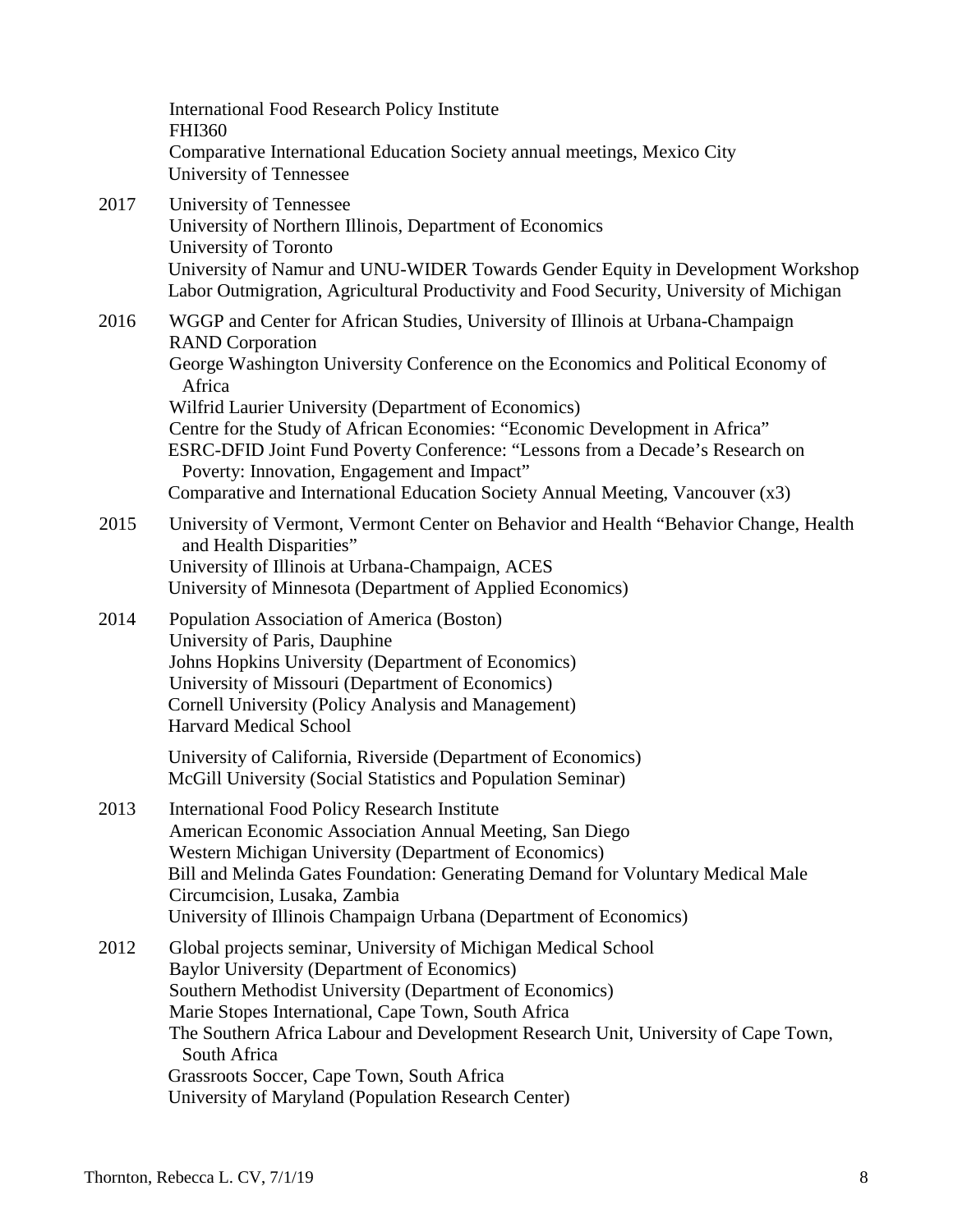International Food Research Policy Institute
FHI360
Comparative International Education Society annual meetings, Mexico City
University of Tennessee

2017 University of Tennessee
University of Northern Illinois, Department of Economics
University of Toronto
University of Namur and UNU-WIDER Towards Gender Equity in Development Workshop
Labor Outmigration, Agricultural Productivity and Food Security, University of Michigan

2016 WGGP and Center for African Studies, University of Illinois at Urbana-Champaign
RAND Corporation
George Washington University Conference on the Economics and Political Economy of Africa
Wilfrid Laurier University (Department of Economics)
Centre for the Study of African Economies: "Economic Development in Africa"
ESRC-DFID Joint Fund Poverty Conference: "Lessons from a Decade's Research on Poverty: Innovation, Engagement and Impact"
Comparative and International Education Society Annual Meeting, Vancouver (x3)

2015 University of Vermont, Vermont Center on Behavior and Health "Behavior Change, Health and Health Disparities"
University of Illinois at Urbana-Champaign, ACES
University of Minnesota (Department of Applied Economics)

2014 Population Association of America (Boston)
University of Paris, Dauphine
Johns Hopkins University (Department of Economics)
University of Missouri (Department of Economics)
Cornell University (Policy Analysis and Management)
Harvard Medical School

University of California, Riverside (Department of Economics)
McGill University (Social Statistics and Population Seminar)

2013 International Food Policy Research Institute
American Economic Association Annual Meeting, San Diego
Western Michigan University (Department of Economics)
Bill and Melinda Gates Foundation: Generating Demand for Voluntary Medical Male Circumcision, Lusaka, Zambia
University of Illinois Champaign Urbana (Department of Economics)

2012 Global projects seminar, University of Michigan Medical School
Baylor University (Department of Economics)
Southern Methodist University (Department of Economics)
Marie Stopes International, Cape Town, South Africa
The Southern Africa Labour and Development Research Unit, University of Cape Town, South Africa
Grassroots Soccer, Cape Town, South Africa
University of Maryland (Population Research Center)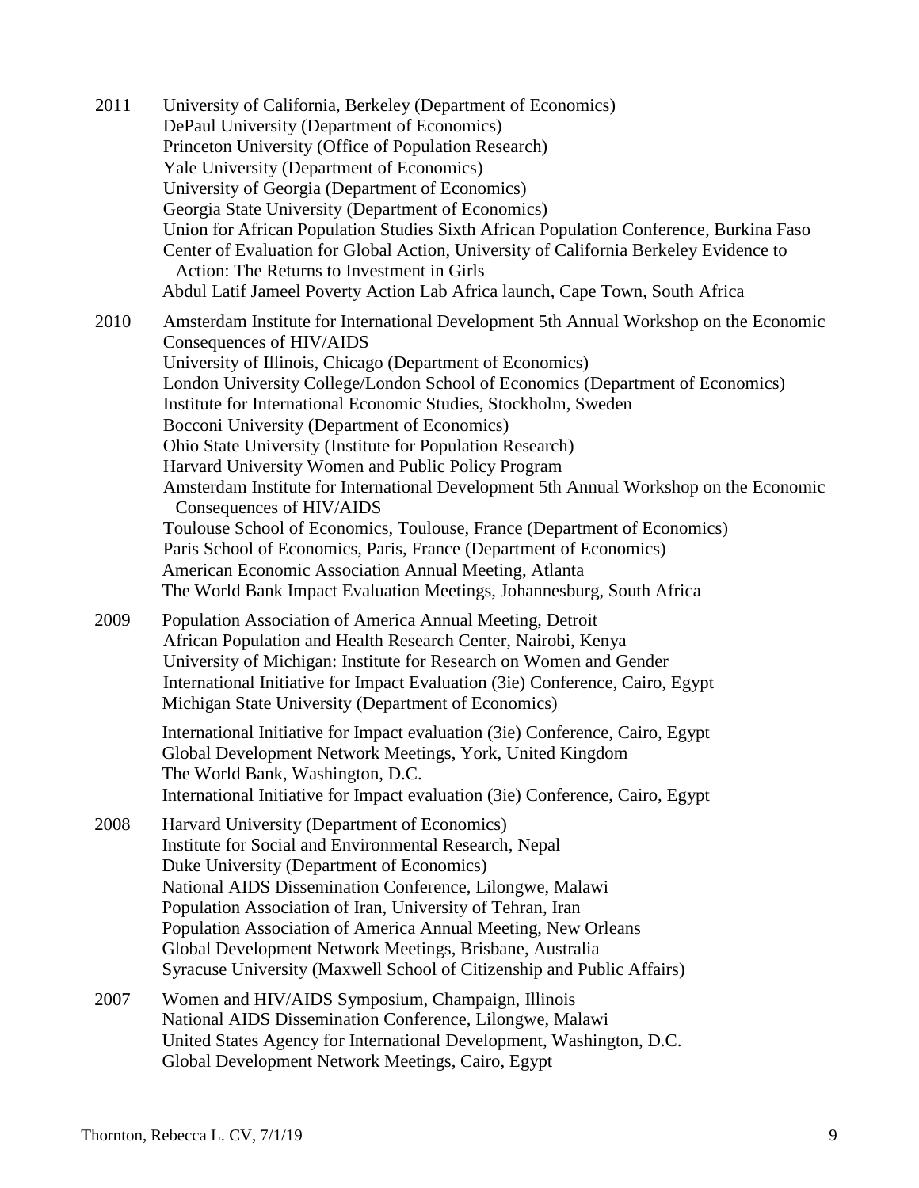2011 University of California, Berkeley (Department of Economics)
DePaul University (Department of Economics)
Princeton University (Office of Population Research)
Yale University (Department of Economics)
University of Georgia (Department of Economics)
Georgia State University (Department of Economics)
Union for African Population Studies Sixth African Population Conference, Burkina Faso
Center of Evaluation for Global Action, University of California Berkeley Evidence to Action: The Returns to Investment in Girls
Abdul Latif Jameel Poverty Action Lab Africa launch, Cape Town, South Africa

2010 Amsterdam Institute for International Development 5th Annual Workshop on the Economic Consequences of HIV/AIDS
University of Illinois, Chicago (Department of Economics)
London University College/London School of Economics (Department of Economics)
Institute for International Economic Studies, Stockholm, Sweden
Bocconi University (Department of Economics)
Ohio State University (Institute for Population Research)
Harvard University Women and Public Policy Program
Amsterdam Institute for International Development 5th Annual Workshop on the Economic Consequences of HIV/AIDS
Toulouse School of Economics, Toulouse, France (Department of Economics)
Paris School of Economics, Paris, France (Department of Economics)
American Economic Association Annual Meeting, Atlanta
The World Bank Impact Evaluation Meetings, Johannesburg, South Africa

2009 Population Association of America Annual Meeting, Detroit
African Population and Health Research Center, Nairobi, Kenya
University of Michigan: Institute for Research on Women and Gender
International Initiative for Impact Evaluation (3ie) Conference, Cairo, Egypt
Michigan State University (Department of Economics)

International Initiative for Impact evaluation (3ie) Conference, Cairo, Egypt
Global Development Network Meetings, York, United Kingdom
The World Bank, Washington, D.C.
International Initiative for Impact evaluation (3ie) Conference, Cairo, Egypt

2008 Harvard University (Department of Economics)
Institute for Social and Environmental Research, Nepal
Duke University (Department of Economics)
National AIDS Dissemination Conference, Lilongwe, Malawi
Population Association of Iran, University of Tehran, Iran
Population Association of America Annual Meeting, New Orleans
Global Development Network Meetings, Brisbane, Australia
Syracuse University (Maxwell School of Citizenship and Public Affairs)

2007 Women and HIV/AIDS Symposium, Champaign, Illinois
National AIDS Dissemination Conference, Lilongwe, Malawi
United States Agency for International Development, Washington, D.C.
Global Development Network Meetings, Cairo, Egypt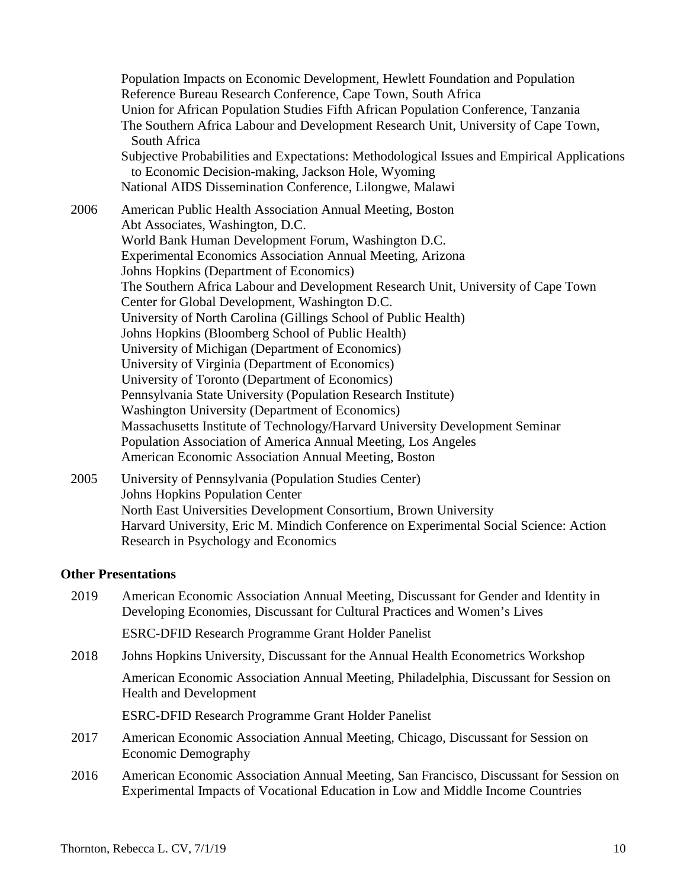Population Impacts on Economic Development, Hewlett Foundation and Population Reference Bureau Research Conference, Cape Town, South Africa
Union for African Population Studies Fifth African Population Conference, Tanzania
The Southern Africa Labour and Development Research Unit, University of Cape Town, South Africa
Subjective Probabilities and Expectations: Methodological Issues and Empirical Applications to Economic Decision-making, Jackson Hole, Wyoming
National AIDS Dissemination Conference, Lilongwe, Malawi

2006 American Public Health Association Annual Meeting, Boston
Abt Associates, Washington, D.C.
World Bank Human Development Forum, Washington D.C.
Experimental Economics Association Annual Meeting, Arizona
Johns Hopkins (Department of Economics)
The Southern Africa Labour and Development Research Unit, University of Cape Town
Center for Global Development, Washington D.C.
University of North Carolina (Gillings School of Public Health)
Johns Hopkins (Bloomberg School of Public Health)
University of Michigan (Department of Economics)
University of Virginia (Department of Economics)
University of Toronto (Department of Economics)
Pennsylvania State University (Population Research Institute)
Washington University (Department of Economics)
Massachusetts Institute of Technology/Harvard University Development Seminar
Population Association of America Annual Meeting, Los Angeles
American Economic Association Annual Meeting, Boston

2005 University of Pennsylvania (Population Studies Center)
Johns Hopkins Population Center
North East Universities Development Consortium, Brown University
Harvard University, Eric M. Mindich Conference on Experimental Social Science: Action Research in Psychology and Economics

**Other Presentations**

2019 American Economic Association Annual Meeting, Discussant for Gender and Identity in Developing Economies, Discussant for Cultural Practices and Women's Lives

ESRC-DFID Research Programme Grant Holder Panelist

2018 Johns Hopkins University, Discussant for the Annual Health Econometrics Workshop

American Economic Association Annual Meeting, Philadelphia, Discussant for Session on Health and Development

ESRC-DFID Research Programme Grant Holder Panelist

2017 American Economic Association Annual Meeting, Chicago, Discussant for Session on Economic Demography

2016 American Economic Association Annual Meeting, San Francisco, Discussant for Session on Experimental Impacts of Vocational Education in Low and Middle Income Countries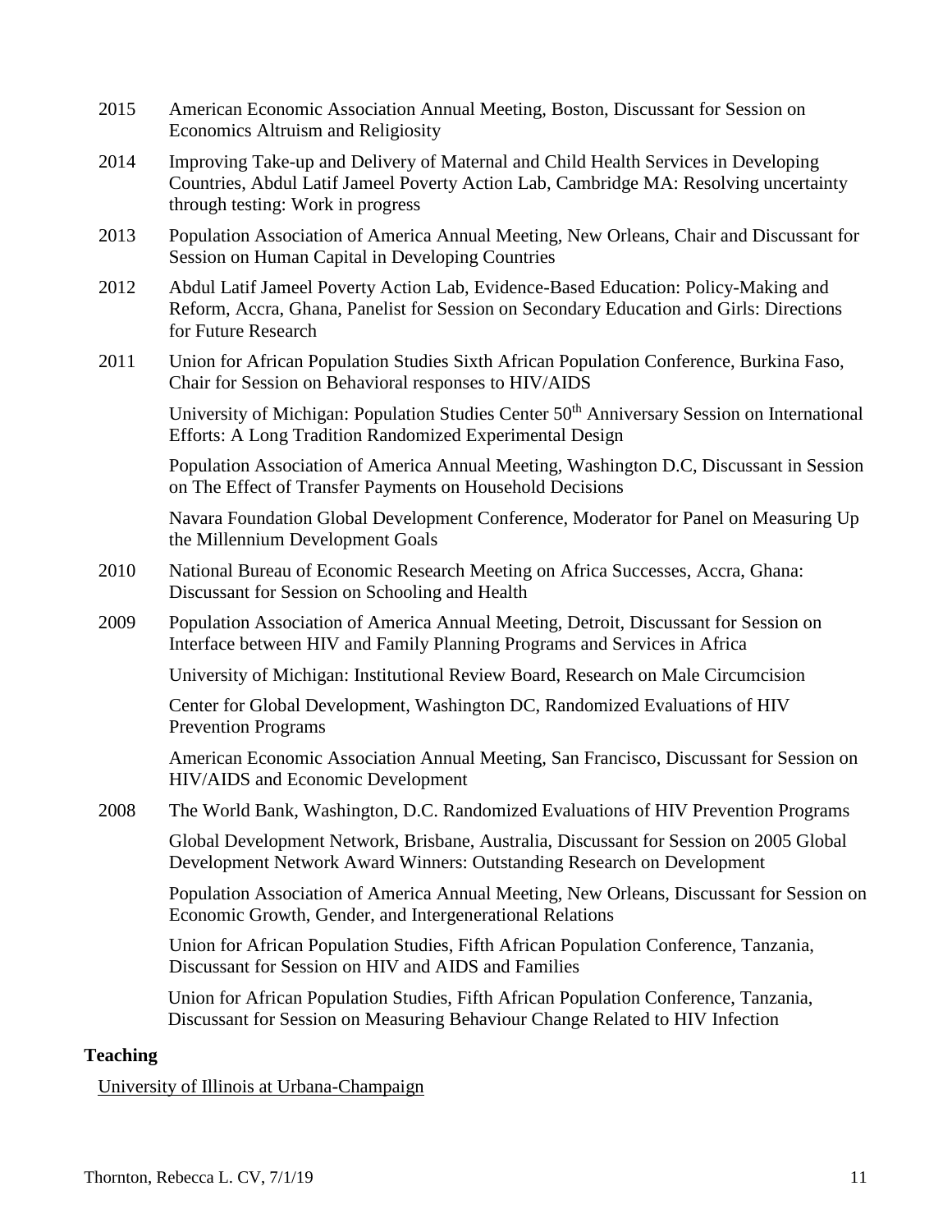| | |
|---|---|
| 2015 | American Economic Association Annual Meeting, Boston, Discussant for Session on Economics Altruism and Religiosity |
| 2014 | Improving Take-up and Delivery of Maternal and Child Health Services in Developing Countries, Abdul Latif Jameel Poverty Action Lab, Cambridge MA: Resolving uncertainty through testing: Work in progress |
| 2013 | Population Association of America Annual Meeting, New Orleans, Chair and Discussant for Session on Human Capital in Developing Countries |
| 2012 | Abdul Latif Jameel Poverty Action Lab, Evidence-Based Education: Policy-Making and Reform, Accra, Ghana, Panelist for Session on Secondary Education and Girls: Directions for Future Research |
| 2011 | Union for African Population Studies Sixth African Population Conference, Burkina Faso, Chair for Session on Behavioral responses to HIV/AIDS |
| | University of Michigan: Population Studies Center 50th Anniversary Session on International Efforts: A Long Tradition Randomized Experimental Design |
| | Population Association of America Annual Meeting, Washington D.C, Discussant in Session on The Effect of Transfer Payments on Household Decisions |
| | Navara Foundation Global Development Conference, Moderator for Panel on Measuring Up the Millennium Development Goals |
| 2010 | National Bureau of Economic Research Meeting on Africa Successes, Accra, Ghana: Discussant for Session on Schooling and Health |
| 2009 | Population Association of America Annual Meeting, Detroit, Discussant for Session on Interface between HIV and Family Planning Programs and Services in Africa |
| | University of Michigan: Institutional Review Board, Research on Male Circumcision |
| | Center for Global Development, Washington DC, Randomized Evaluations of HIV Prevention Programs |
| | American Economic Association Annual Meeting, San Francisco, Discussant for Session on HIV/AIDS and Economic Development |
| 2008 | The World Bank, Washington, D.C. Randomized Evaluations of HIV Prevention Programs |
| | Global Development Network, Brisbane, Australia, Discussant for Session on 2005 Global Development Network Award Winners: Outstanding Research on Development |
| | Population Association of America Annual Meeting, New Orleans, Discussant for Session on Economic Growth, Gender, and Intergenerational Relations |
| | Union for African Population Studies, Fifth African Population Conference, Tanzania, Discussant for Session on HIV and AIDS and Families |
| | Union for African Population Studies, Fifth African Population Conference, Tanzania, Discussant for Session on Measuring Behaviour Change Related to HIV Infection |

**Teaching**

University of Illinois at Urbana-Champaign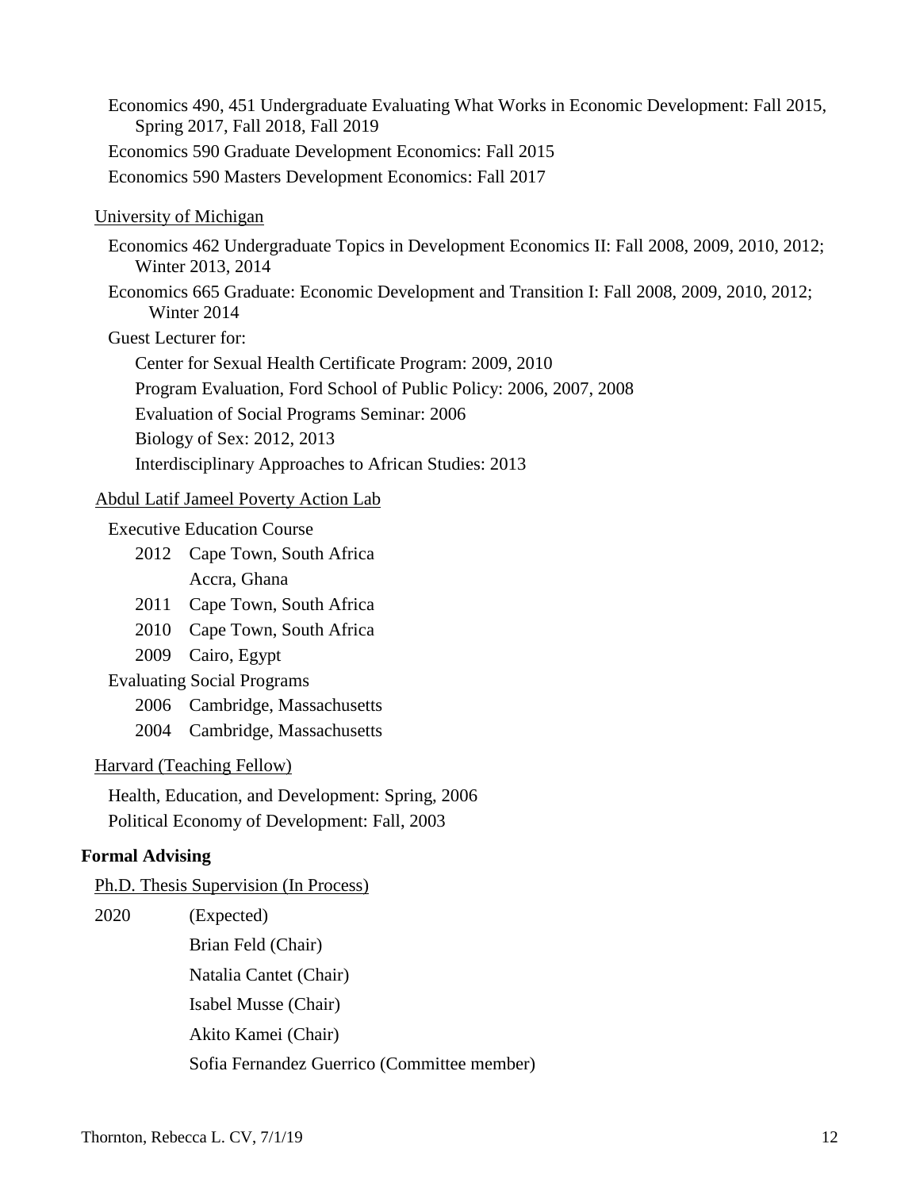Economics 490, 451 Undergraduate Evaluating What Works in Economic Development: Fall 2015, Spring 2017, Fall 2018, Fall 2019

Economics 590 Graduate Development Economics: Fall 2015

Economics 590 Masters Development Economics: Fall 2017

University of Michigan

Economics 462 Undergraduate Topics in Development Economics II: Fall 2008, 2009, 2010, 2012; Winter 2013, 2014

Economics 665 Graduate: Economic Development and Transition I: Fall 2008, 2009, 2010, 2012; Winter 2014

Guest Lecturer for:

- Center for Sexual Health Certificate Program: 2009, 2010
- Program Evaluation, Ford School of Public Policy: 2006, 2007, 2008
- Evaluation of Social Programs Seminar: 2006
- Biology of Sex: 2012, 2013
- Interdisciplinary Approaches to African Studies: 2013

Abdul Latif Jameel Poverty Action Lab

Executive Education Course

- 2012 Cape Town, South Africa
  Accra, Ghana
- 2011 Cape Town, South Africa
- 2010 Cape Town, South Africa
- 2009 Cairo, Egypt

Evaluating Social Programs

- 2006 Cambridge, Massachusetts
- 2004 Cambridge, Massachusetts

Harvard (Teaching Fellow)

Health, Education, and Development: Spring, 2006

Political Economy of Development: Fall, 2003

**Formal Advising**

Ph.D. Thesis Supervision (In Process)

2020 (Expected)

- Brian Feld (Chair)
- Natalia Cantet (Chair)
- Isabel Musse (Chair)
- Akito Kamei (Chair)
- Sofia Fernandez Guerrico (Committee member)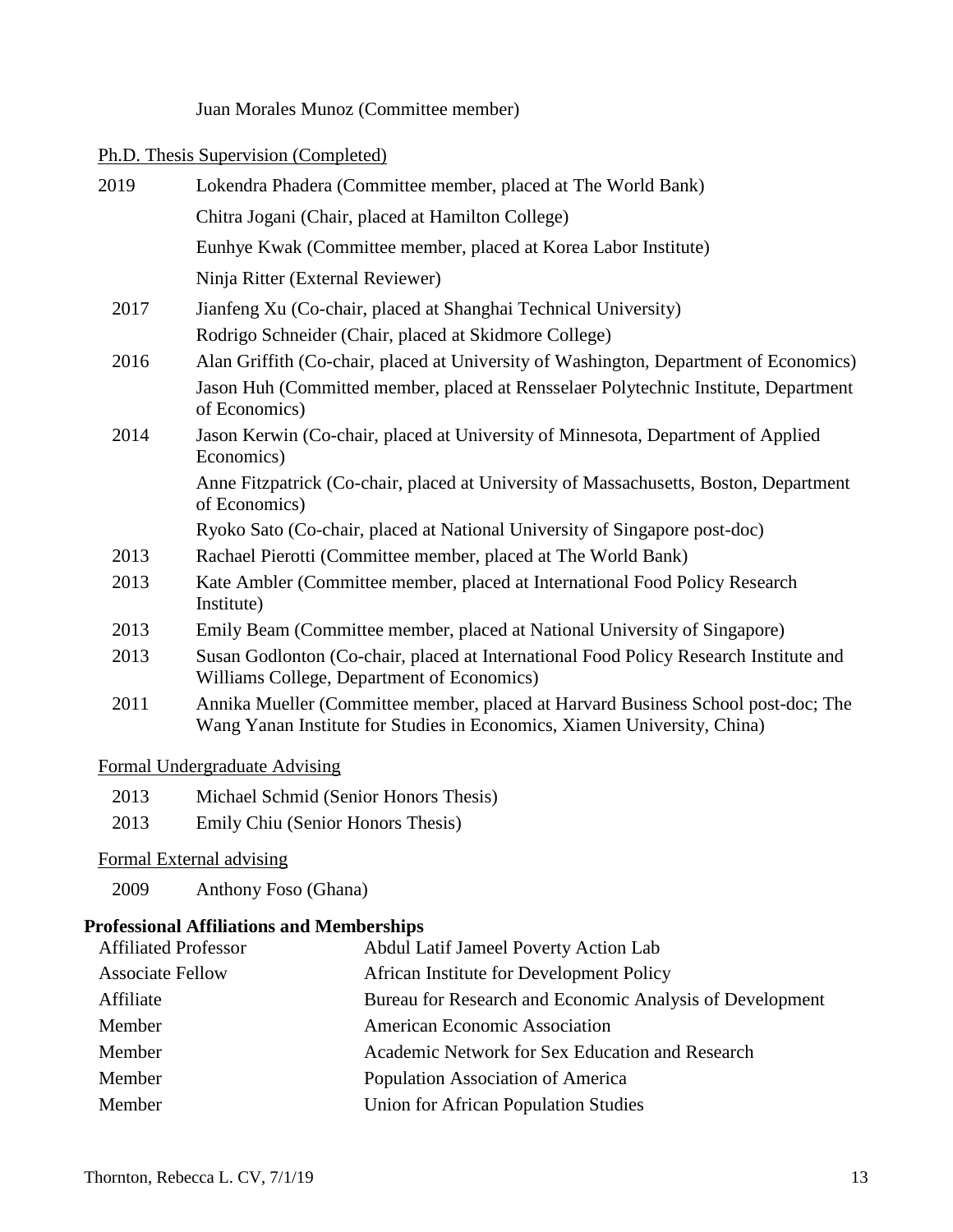Juan Morales Munoz (Committee member)

Ph.D. Thesis Supervision (Completed)

| | |
|---|---|
| 2019 | Lokendra Phadera (Committee member, placed at The World Bank) |
| | Chitra Jogani (Chair, placed at Hamilton College) |
| | Eunhye Kwak (Committee member, placed at Korea Labor Institute) |
| | Ninja Ritter (External Reviewer) |
| 2017 | Jianfeng Xu (Co-chair, placed at Shanghai Technical University) |
| | Rodrigo Schneider (Chair, placed at Skidmore College) |
| 2016 | Alan Griffith (Co-chair, placed at University of Washington, Department of Economics) |
| | Jason Huh (Committed member, placed at Rensselaer Polytechnic Institute, Department of Economics) |
| 2014 | Jason Kerwin (Co-chair, placed at University of Minnesota, Department of Applied Economics) |
| | Anne Fitzpatrick (Co-chair, placed at University of Massachusetts, Boston, Department of Economics) |
| | Ryoko Sato (Co-chair, placed at National University of Singapore post-doc) |
| 2013 | Rachael Pierotti (Committee member, placed at The World Bank) |
| 2013 | Kate Ambler (Committee member, placed at International Food Policy Research Institute) |
| 2013 | Emily Beam (Committee member, placed at National University of Singapore) |
| 2013 | Susan Godlonton (Co-chair, placed at International Food Policy Research Institute and Williams College, Department of Economics) |
| 2011 | Annika Mueller (Committee member, placed at Harvard Business School post-doc; The Wang Yanan Institute for Studies in Economics, Xiamen University, China) |

Formal Undergraduate Advising

| | |
|---|---|
| 2013 | Michael Schmid (Senior Honors Thesis) |
| 2013 | Emily Chiu (Senior Honors Thesis) |

Formal External advising

| | |
|---|---|
| 2009 | Anthony Foso (Ghana) |

**Professional Affiliations and Memberships**

| | |
|---|---|
| Affiliated Professor | Abdul Latif Jameel Poverty Action Lab |
| Associate Fellow | African Institute for Development Policy |
| Affiliate | Bureau for Research and Economic Analysis of Development |
| Member | American Economic Association |
| Member | Academic Network for Sex Education and Research |
| Member | Population Association of America |
| Member | Union for African Population Studies |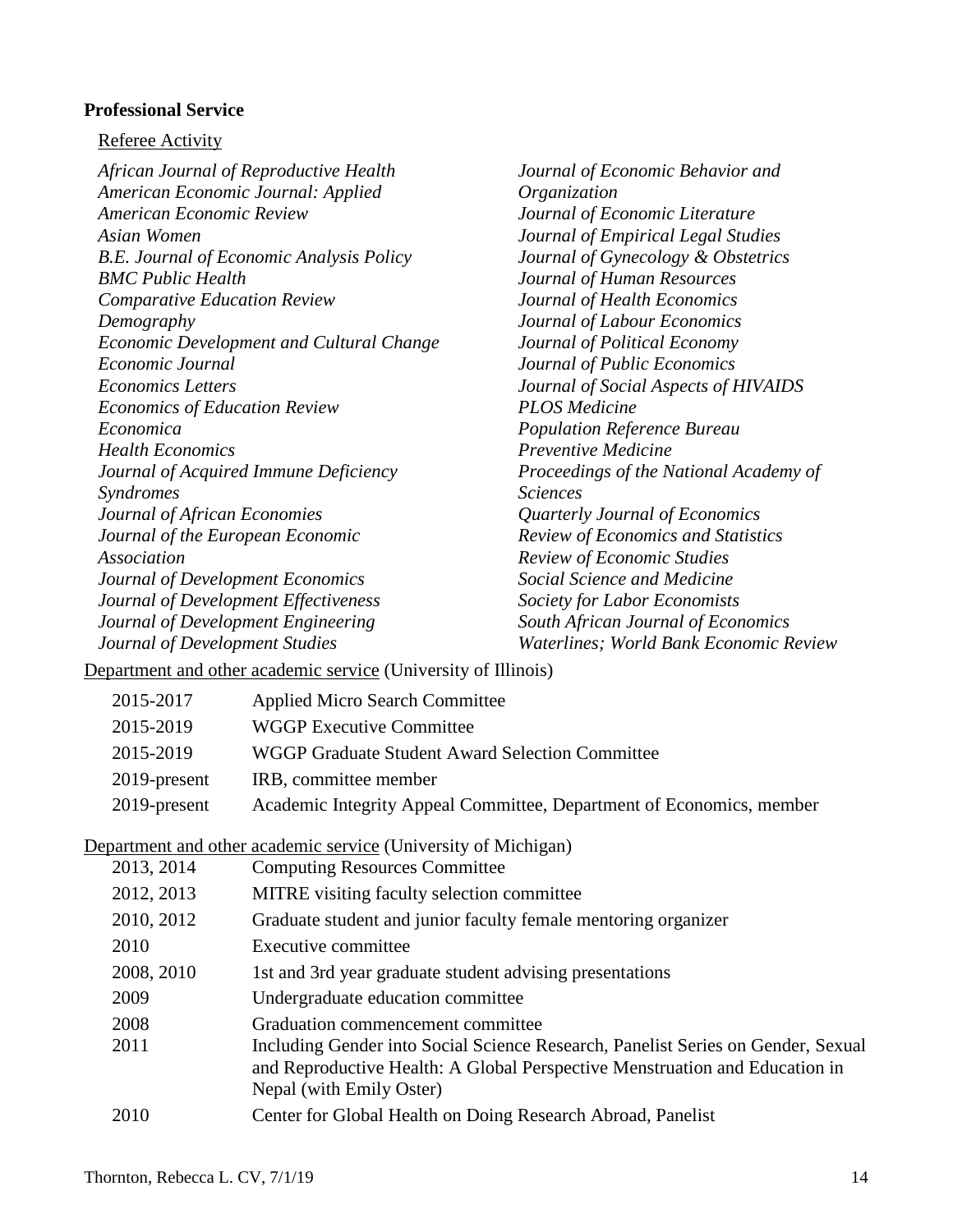**Professional Service**

Referee Activity

*African Journal of Reproductive Health*
*American Economic Journal: Applied*
*American Economic Review*
*Asian Women*
*B.E. Journal of Economic Analysis Policy*
*BMC Public Health*
*Comparative Education Review*
*Demography*
*Economic Development and Cultural Change*
*Economic Journal*
*Economics Letters*
*Economics of Education Review*
*Economica*
*Health Economics*
*Journal of Acquired Immune Deficiency Syndromes*
*Journal of African Economies*
*Journal of the European Economic Association*
*Journal of Development Economics*
*Journal of Development Effectiveness*
*Journal of Development Engineering*
*Journal of Development Studies*
*Journal of Economic Behavior and Organization*
*Journal of Economic Literature*
*Journal of Empirical Legal Studies*
*Journal of Gynecology & Obstetrics*
*Journal of Human Resources*
*Journal of Health Economics*
*Journal of Labour Economics*
*Journal of Political Economy*
*Journal of Public Economics*
*Journal of Social Aspects of HIVAIDS*
*PLOS Medicine*
*Population Reference Bureau*
*Preventive Medicine*
*Proceedings of the National Academy of Sciences*
*Quarterly Journal of Economics*
*Review of Economics and Statistics*
*Review of Economic Studies*
*Social Science and Medicine*
*Society for Labor Economists*
*South African Journal of Economics*
*Waterlines; World Bank Economic Review*

Department and other academic service (University of Illinois)

| | |
|---|---|
| 2015-2017 | Applied Micro Search Committee |
| 2015-2019 | WGGP Executive Committee |
| 2015-2019 | WGGP Graduate Student Award Selection Committee |
| 2019-present | IRB, committee member |
| 2019-present | Academic Integrity Appeal Committee, Department of Economics, member |

Department and other academic service (University of Michigan)

| | |
|---|---|
| 2013, 2014 | Computing Resources Committee |
| 2012, 2013 | MITRE visiting faculty selection committee |
| 2010, 2012 | Graduate student and junior faculty female mentoring organizer |
| 2010 | Executive committee |
| 2008, 2010 | 1st and 3rd year graduate student advising presentations |
| 2009 | Undergraduate education committee |
| 2008 | Graduation commencement committee |
| 2011 | Including Gender into Social Science Research, Panelist Series on Gender, Sexual and Reproductive Health: A Global Perspective Menstruation and Education in Nepal (with Emily Oster) |
| 2010 | Center for Global Health on Doing Research Abroad, Panelist |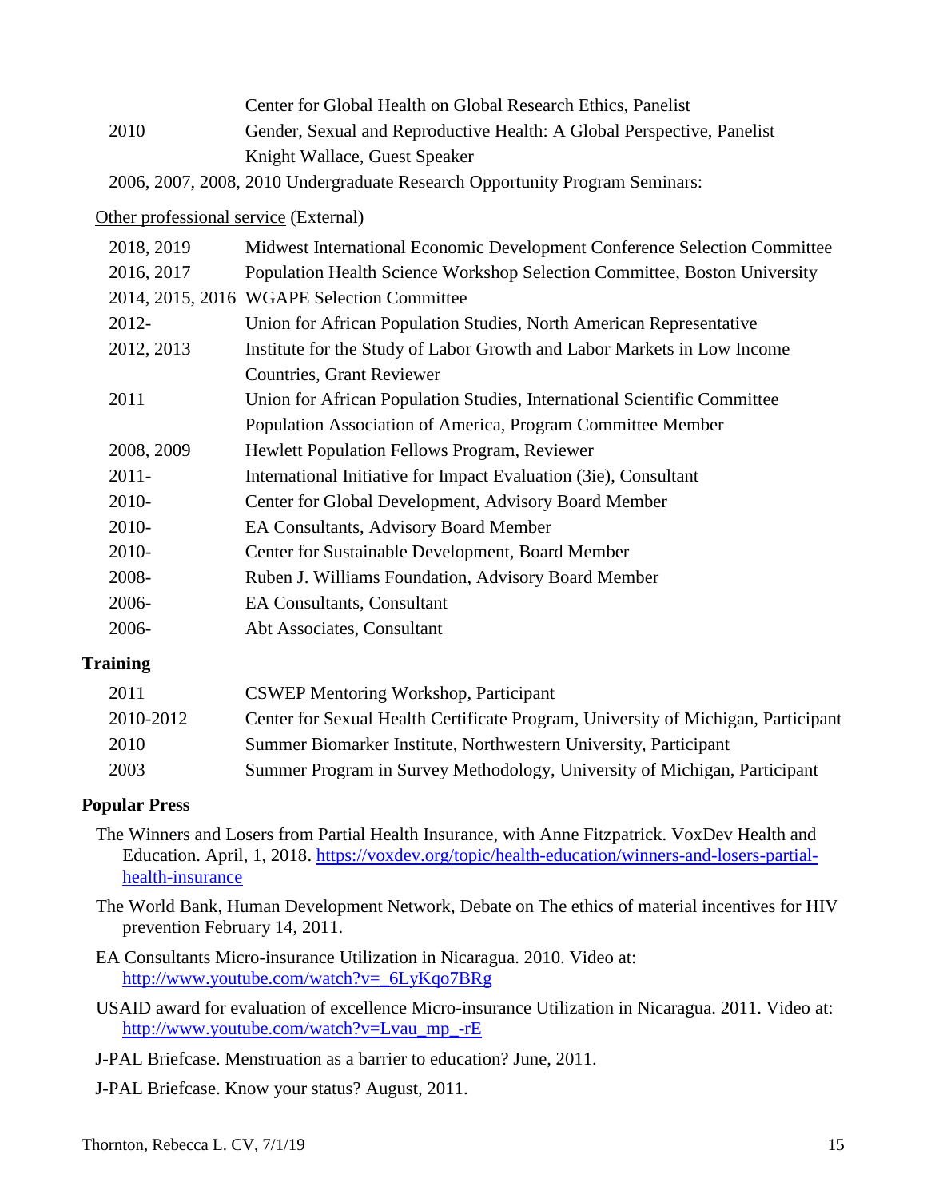| | |
|---|---|
| | Center for Global Health on Global Research Ethics, Panelist |
| 2010 | Gender, Sexual and Reproductive Health: A Global Perspective, Panelist |
| | Knight Wallace, Guest Speaker |
| 2006, 2007, 2008, 2010 | Undergraduate Research Opportunity Program Seminars: |

Other professional service (External)

| | |
|---|---|
| 2018, 2019 | Midwest International Economic Development Conference Selection Committee |
| 2016, 2017 | Population Health Science Workshop Selection Committee, Boston University |
| 2014, 2015, 2016 | WGAPE Selection Committee |
| 2012- | Union for African Population Studies, North American Representative |
| 2012, 2013 | Institute for the Study of Labor Growth and Labor Markets in Low Income Countries, Grant Reviewer |
| 2011 | Union for African Population Studies, International Scientific Committee |
| | Population Association of America, Program Committee Member |
| 2008, 2009 | Hewlett Population Fellows Program, Reviewer |
| 2011- | International Initiative for Impact Evaluation (3ie), Consultant |
| 2010- | Center for Global Development, Advisory Board Member |
| 2010- | EA Consultants, Advisory Board Member |
| 2010- | Center for Sustainable Development, Board Member |
| 2008- | Ruben J. Williams Foundation, Advisory Board Member |
| 2006- | EA Consultants, Consultant |
| 2006- | Abt Associates, Consultant |

**Training**

| | |
|---|---|
| 2011 | CSWEP Mentoring Workshop, Participant |
| 2010-2012 | Center for Sexual Health Certificate Program, University of Michigan, Participant |
| 2010 | Summer Biomarker Institute, Northwestern University, Participant |
| 2003 | Summer Program in Survey Methodology, University of Michigan, Participant |

**Popular Press**

The Winners and Losers from Partial Health Insurance, with Anne Fitzpatrick. VoxDev Health and Education. April, 1, 2018. https://voxdev.org/topic/health-education/winners-and-losers-partial-health-insurance

The World Bank, Human Development Network, Debate on The ethics of material incentives for HIV prevention February 14, 2011.

EA Consultants Micro-insurance Utilization in Nicaragua. 2010. Video at: http://www.youtube.com/watch?v=_6LyKqo7BRg

USAID award for evaluation of excellence Micro-insurance Utilization in Nicaragua. 2011. Video at: http://www.youtube.com/watch?v=Lvau_mp_-rE

J-PAL Briefcase. Menstruation as a barrier to education? June, 2011.

J-PAL Briefcase. Know your status? August, 2011.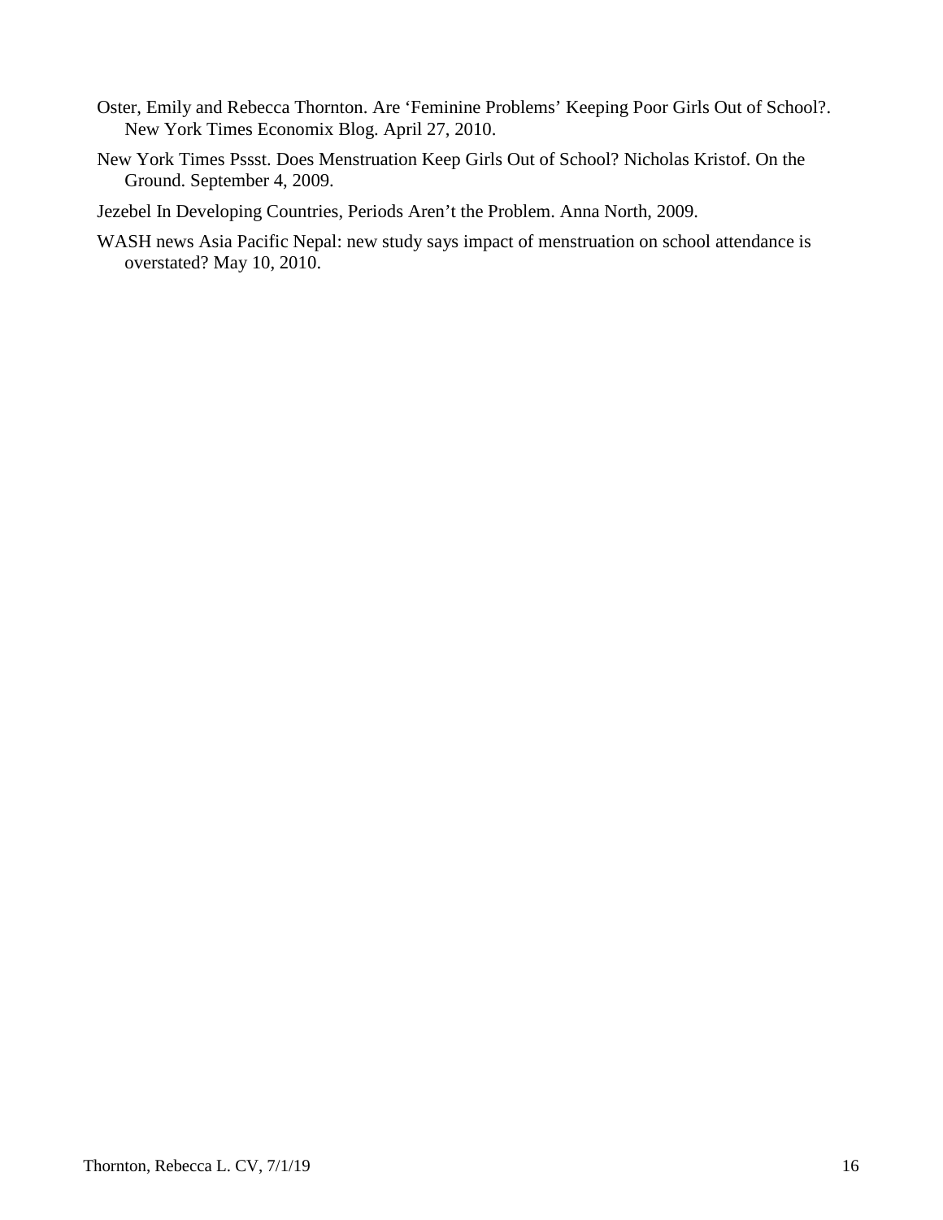Oster, Emily and Rebecca Thornton. Are 'Feminine Problems' Keeping Poor Girls Out of School?. New York Times Economix Blog. April 27, 2010.

New York Times Pssst. Does Menstruation Keep Girls Out of School? Nicholas Kristof. On the Ground. September 4, 2009.

Jezebel In Developing Countries, Periods Aren't the Problem. Anna North, 2009.

WASH news Asia Pacific Nepal: new study says impact of menstruation on school attendance is overstated? May 10, 2010.